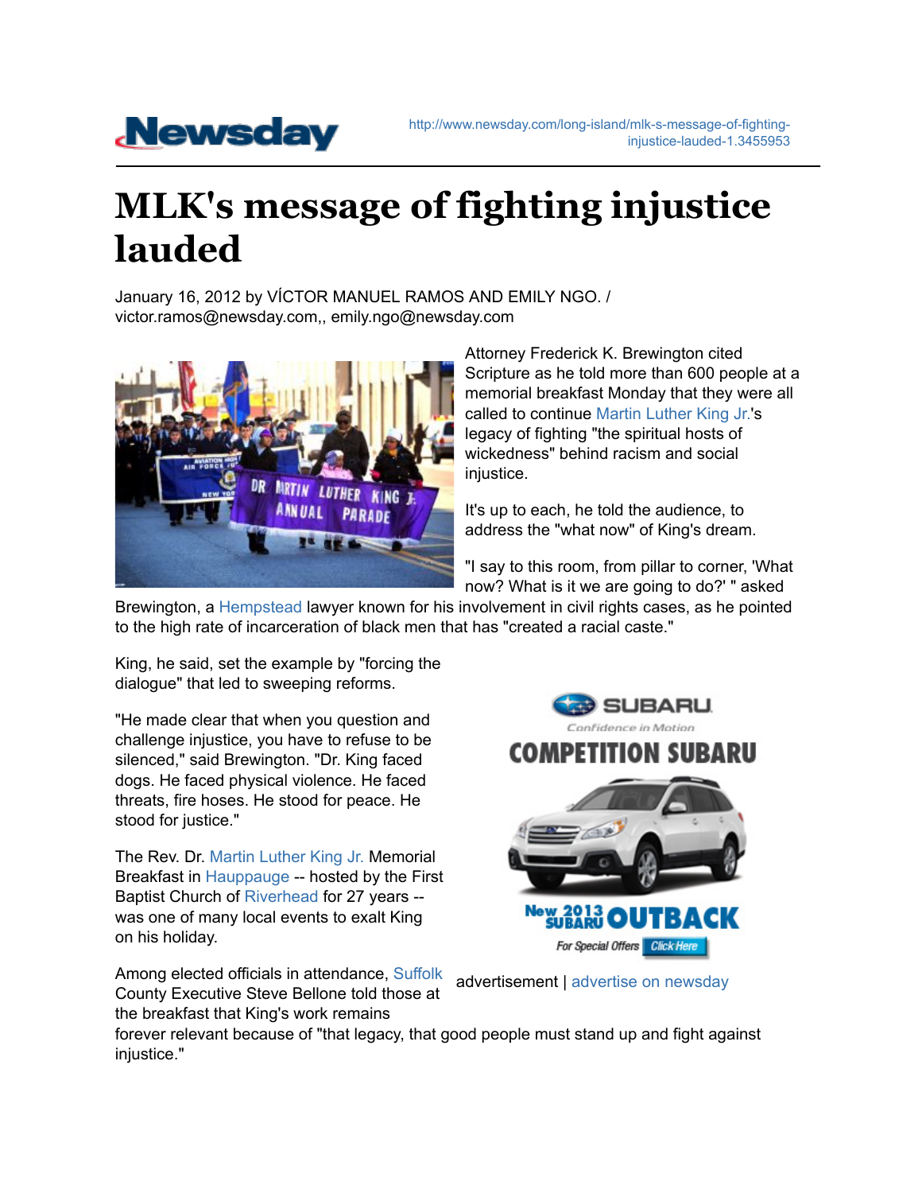Newsday

http://www.newsday.com/long-island/mlk-s-message-of-fighting-injustice-lauded-1.3455953

# MLK's message of fighting injustice lauded

January 16, 2012 by VÍCTOR MANUEL RAMOS AND EMILY NGO. / victor.ramos@newsday.com,, emily.ngo@newsday.com

Attorney Frederick K. Brewington cited Scripture as he told more than 600 people at a memorial breakfast Monday that they were all called to continue Martin Luther King Jr.'s legacy of fighting "the spiritual hosts of wickedness" behind racism and social injustice.

It's up to each, he told the audience, to address the "what now" of King's dream.

"I say to this room, from pillar to corner, 'What now? What is it we are going to do?' " asked Brewington, a Hempstead lawyer known for his involvement in civil rights cases, as he pointed to the high rate of incarceration of black men that has "created a racial caste."

King, he said, set the example by "forcing the dialogue" that led to sweeping reforms.

"He made clear that when you question and challenge injustice, you have to refuse to be silenced," said Brewington. "Dr. King faced dogs. He faced physical violence. He faced threats, fire hoses. He stood for peace. He stood for justice."

The Rev. Dr. Martin Luther King Jr. Memorial Breakfast in Hauppauge -- hosted by the First Baptist Church of Riverhead for 27 years -- was one of many local events to exalt King on his holiday.

Among elected officials in attendance, Suffolk County Executive Steve Bellone told those at the breakfast that King's work remains forever relevant because of "that legacy, that good people must stand up and fight against injustice."

advertisement | advertise on newsday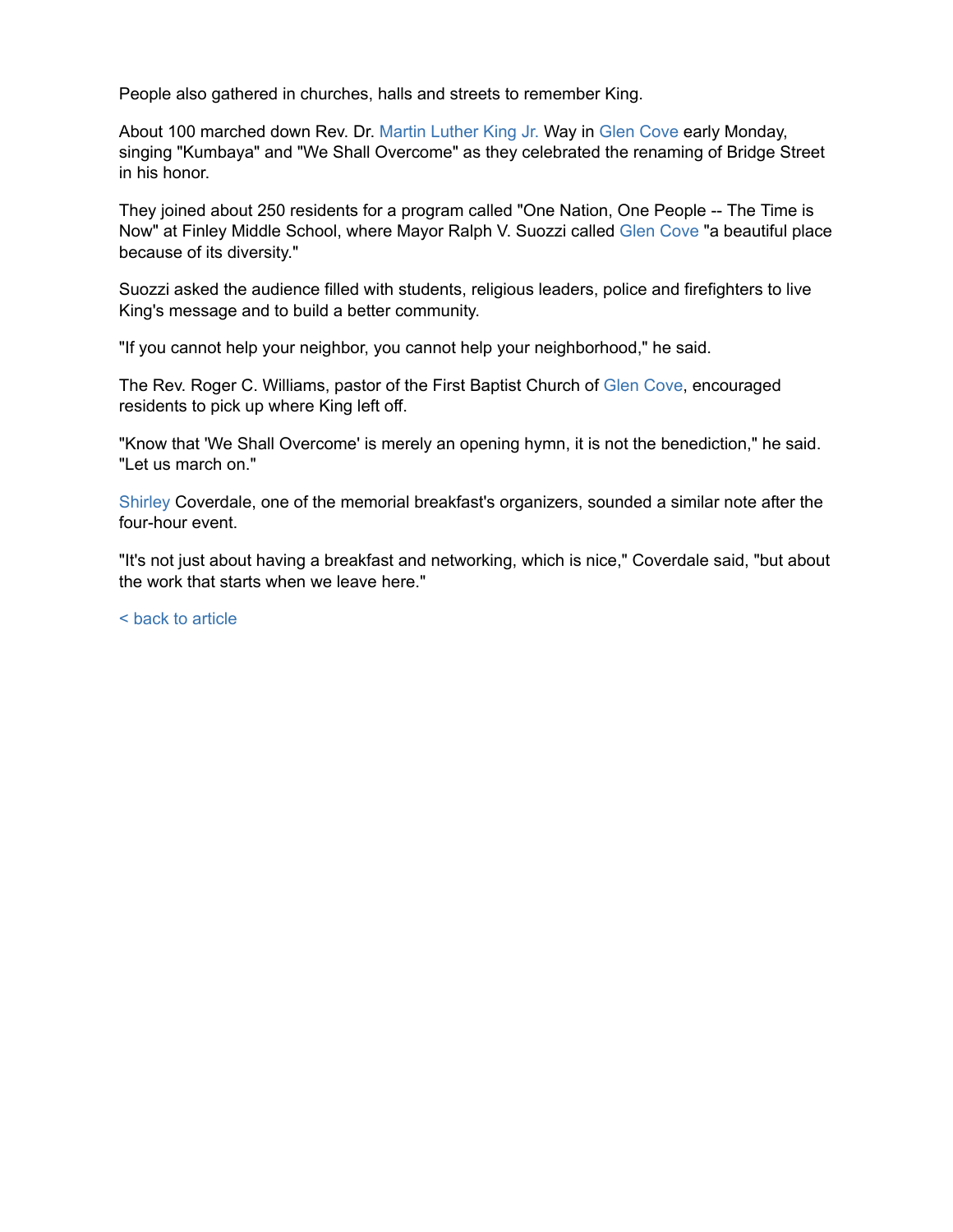People also gathered in churches, halls and streets to remember King.

About 100 marched down Rev. Dr. Martin Luther King Jr. Way in Glen Cove early Monday, singing "Kumbaya" and "We Shall Overcome" as they celebrated the renaming of Bridge Street in his honor.

They joined about 250 residents for a program called "One Nation, One People -- The Time is Now" at Finley Middle School, where Mayor Ralph V. Suozzi called Glen Cove "a beautiful place because of its diversity."

Suozzi asked the audience filled with students, religious leaders, police and firefighters to live King's message and to build a better community.

"If you cannot help your neighbor, you cannot help your neighborhood," he said.

The Rev. Roger C. Williams, pastor of the First Baptist Church of Glen Cove, encouraged residents to pick up where King left off.

"Know that 'We Shall Overcome' is merely an opening hymn, it is not the benediction," he said. "Let us march on."

Shirley Coverdale, one of the memorial breakfast's organizers, sounded a similar note after the four-hour event.

"It's not just about having a breakfast and networking, which is nice," Coverdale said, "but about the work that starts when we leave here."

< back to article